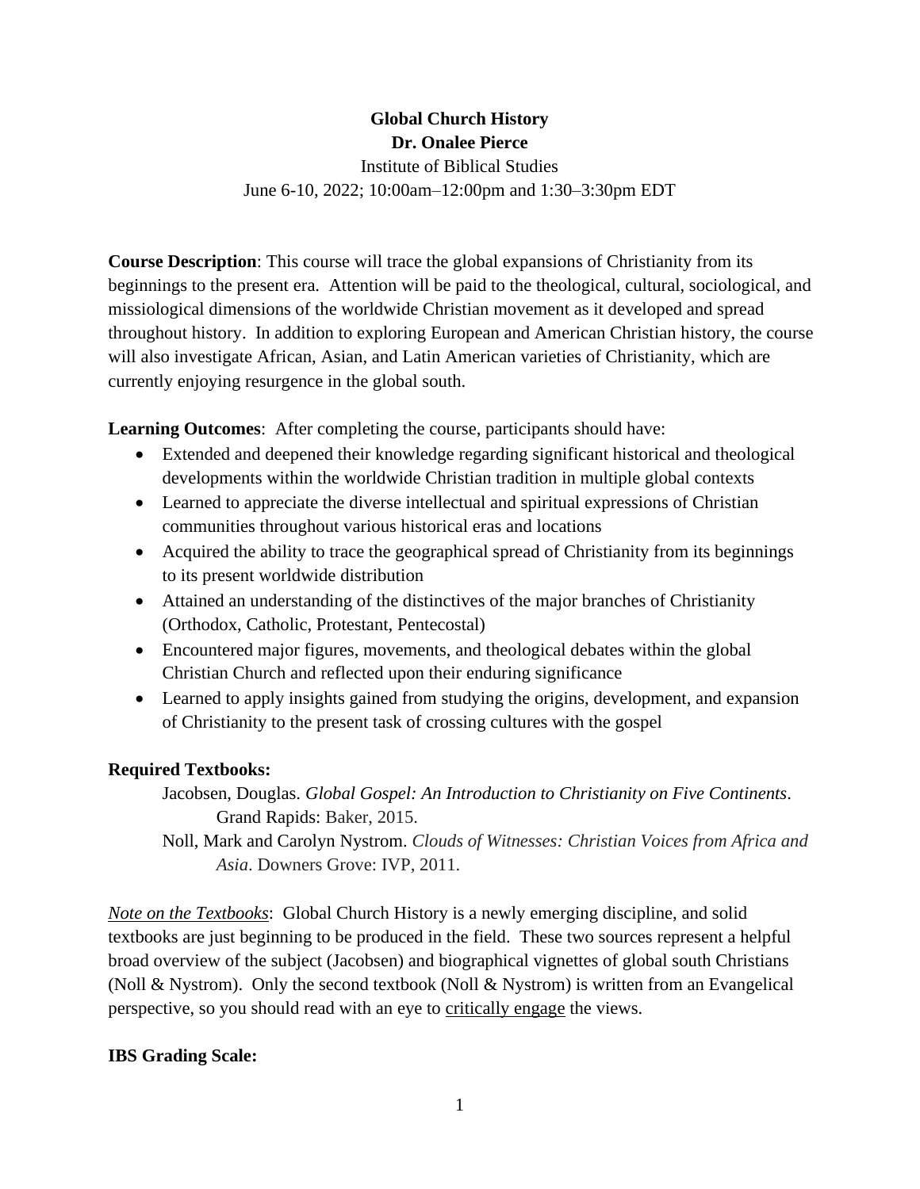# Global Church History

**Dr. Onalee Pierce**

Institute of Biblical Studies

June 6-10, 2022; 10:00am–12:00pm and 1:30–3:30pm EDT

**Course Description**: This course will trace the global expansions of Christianity from its beginnings to the present era. Attention will be paid to the theological, cultural, sociological, and missiological dimensions of the worldwide Christian movement as it developed and spread throughout history. In addition to exploring European and American Christian history, the course will also investigate African, Asian, and Latin American varieties of Christianity, which are currently enjoying resurgence in the global south.

**Learning Outcomes**: After completing the course, participants should have:

- Extended and deepened their knowledge regarding significant historical and theological developments within the worldwide Christian tradition in multiple global contexts
- Learned to appreciate the diverse intellectual and spiritual expressions of Christian communities throughout various historical eras and locations
- Acquired the ability to trace the geographical spread of Christianity from its beginnings to its present worldwide distribution
- Attained an understanding of the distinctives of the major branches of Christianity (Orthodox, Catholic, Protestant, Pentecostal)
- Encountered major figures, movements, and theological debates within the global Christian Church and reflected upon their enduring significance
- Learned to apply insights gained from studying the origins, development, and expansion of Christianity to the present task of crossing cultures with the gospel

**Required Textbooks:**

Jacobsen, Douglas. *Global Gospel: An Introduction to Christianity on Five Continents*. Grand Rapids: Baker, 2015.

Noll, Mark and Carolyn Nystrom. *Clouds of Witnesses: Christian Voices from Africa and Asia*. Downers Grove: IVP, 2011.

*Note on the Textbooks*: Global Church History is a newly emerging discipline, and solid textbooks are just beginning to be produced in the field. These two sources represent a helpful broad overview of the subject (Jacobsen) and biographical vignettes of global south Christians (Noll & Nystrom). Only the second textbook (Noll & Nystrom) is written from an Evangelical perspective, so you should read with an eye to critically engage the views.

**IBS Grading Scale:**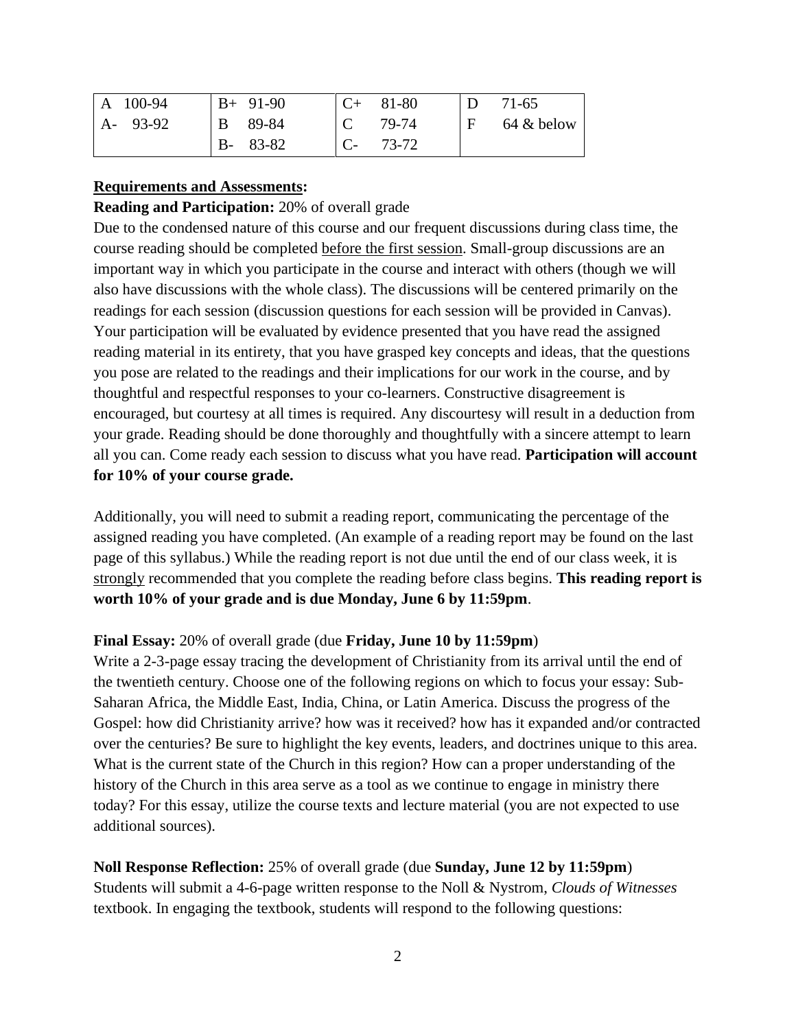| A 100-94 | B+ 91-90 | C+ 81-80 | D 71-65 |
|---|---|---|---|
| A- 93-92 | B 89-84 | C 79-74 | F 64 & below |
| | B- 83-82 | C- 73-72 | |

**Requirements and Assessments:**

**Reading and Participation:** 20% of overall grade

Due to the condensed nature of this course and our frequent discussions during class time, the course reading should be completed before the first session. Small-group discussions are an important way in which you participate in the course and interact with others (though we will also have discussions with the whole class). The discussions will be centered primarily on the readings for each session (discussion questions for each session will be provided in Canvas). Your participation will be evaluated by evidence presented that you have read the assigned reading material in its entirety, that you have grasped key concepts and ideas, that the questions you pose are related to the readings and their implications for our work in the course, and by thoughtful and respectful responses to your co-learners. Constructive disagreement is encouraged, but courtesy at all times is required. Any discourtesy will result in a deduction from your grade. Reading should be done thoroughly and thoughtfully with a sincere attempt to learn all you can. Come ready each session to discuss what you have read. **Participation will account for 10% of your course grade.**

Additionally, you will need to submit a reading report, communicating the percentage of the assigned reading you have completed. (An example of a reading report may be found on the last page of this syllabus.) While the reading report is not due until the end of our class week, it is strongly recommended that you complete the reading before class begins. **This reading report is worth 10% of your grade and is due Monday, June 6 by 11:59pm**.

**Final Essay:** 20% of overall grade (due **Friday, June 10 by 11:59pm**)

Write a 2-3-page essay tracing the development of Christianity from its arrival until the end of the twentieth century. Choose one of the following regions on which to focus your essay: Sub-Saharan Africa, the Middle East, India, China, or Latin America. Discuss the progress of the Gospel: how did Christianity arrive? how was it received? how has it expanded and/or contracted over the centuries? Be sure to highlight the key events, leaders, and doctrines unique to this area. What is the current state of the Church in this region? How can a proper understanding of the history of the Church in this area serve as a tool as we continue to engage in ministry there today? For this essay, utilize the course texts and lecture material (you are not expected to use additional sources).

**Noll Response Reflection:** 25% of overall grade (due **Sunday, June 12 by 11:59pm**)

Students will submit a 4-6-page written response to the Noll & Nystrom, *Clouds of Witnesses* textbook. In engaging the textbook, students will respond to the following questions: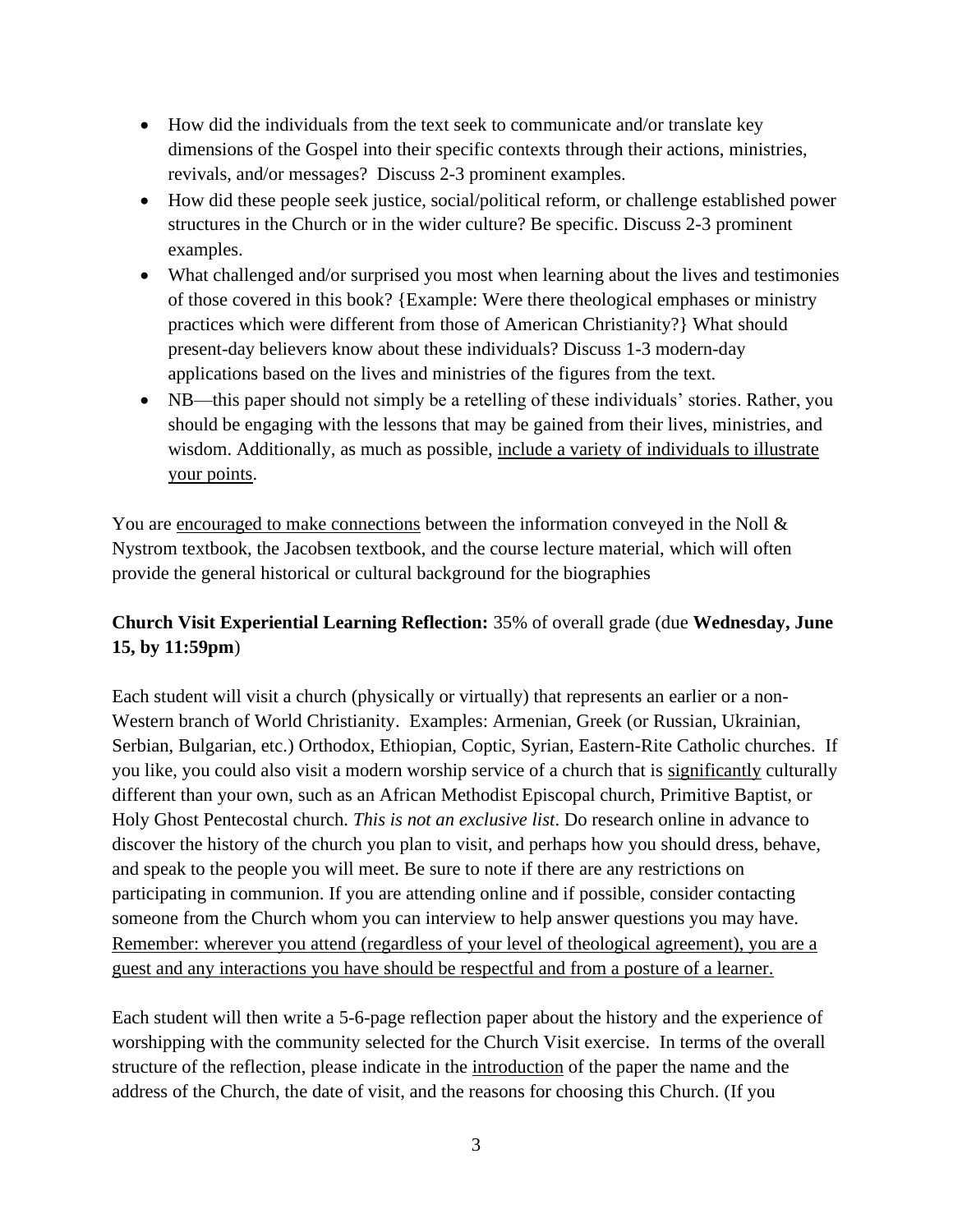- How did the individuals from the text seek to communicate and/or translate key dimensions of the Gospel into their specific contexts through their actions, ministries, revivals, and/or messages? Discuss 2-3 prominent examples.
- How did these people seek justice, social/political reform, or challenge established power structures in the Church or in the wider culture? Be specific. Discuss 2-3 prominent examples.
- What challenged and/or surprised you most when learning about the lives and testimonies of those covered in this book? {Example: Were there theological emphases or ministry practices which were different from those of American Christianity?} What should present-day believers know about these individuals? Discuss 1-3 modern-day applications based on the lives and ministries of the figures from the text.
- NB—this paper should not simply be a retelling of these individuals' stories. Rather, you should be engaging with the lessons that may be gained from their lives, ministries, and wisdom. Additionally, as much as possible, <u>include a variety of individuals to illustrate your points</u>.

You are <u>encouraged to make connections</u> between the information conveyed in the Noll & Nystrom textbook, the Jacobsen textbook, and the course lecture material, which will often provide the general historical or cultural background for the biographies

**Church Visit Experiential Learning Reflection:** 35% of overall grade (due **Wednesday, June 15, by 11:59pm**)

Each student will visit a church (physically or virtually) that represents an earlier or a non-Western branch of World Christianity. Examples: Armenian, Greek (or Russian, Ukrainian, Serbian, Bulgarian, etc.) Orthodox, Ethiopian, Coptic, Syrian, Eastern-Rite Catholic churches. If you like, you could also visit a modern worship service of a church that is <u>significantly</u> culturally different than your own, such as an African Methodist Episcopal church, Primitive Baptist, or Holy Ghost Pentecostal church. *This is not an exclusive list*. Do research online in advance to discover the history of the church you plan to visit, and perhaps how you should dress, behave, and speak to the people you will meet. Be sure to note if there are any restrictions on participating in communion. If you are attending online and if possible, consider contacting someone from the Church whom you can interview to help answer questions you may have. <u>Remember: wherever you attend (regardless of your level of theological agreement), you are a guest and any interactions you have should be respectful and from a posture of a learner.</u>

Each student will then write a 5-6-page reflection paper about the history and the experience of worshipping with the community selected for the Church Visit exercise. In terms of the overall structure of the reflection, please indicate in the <u>introduction</u> of the paper the name and the address of the Church, the date of visit, and the reasons for choosing this Church. (If you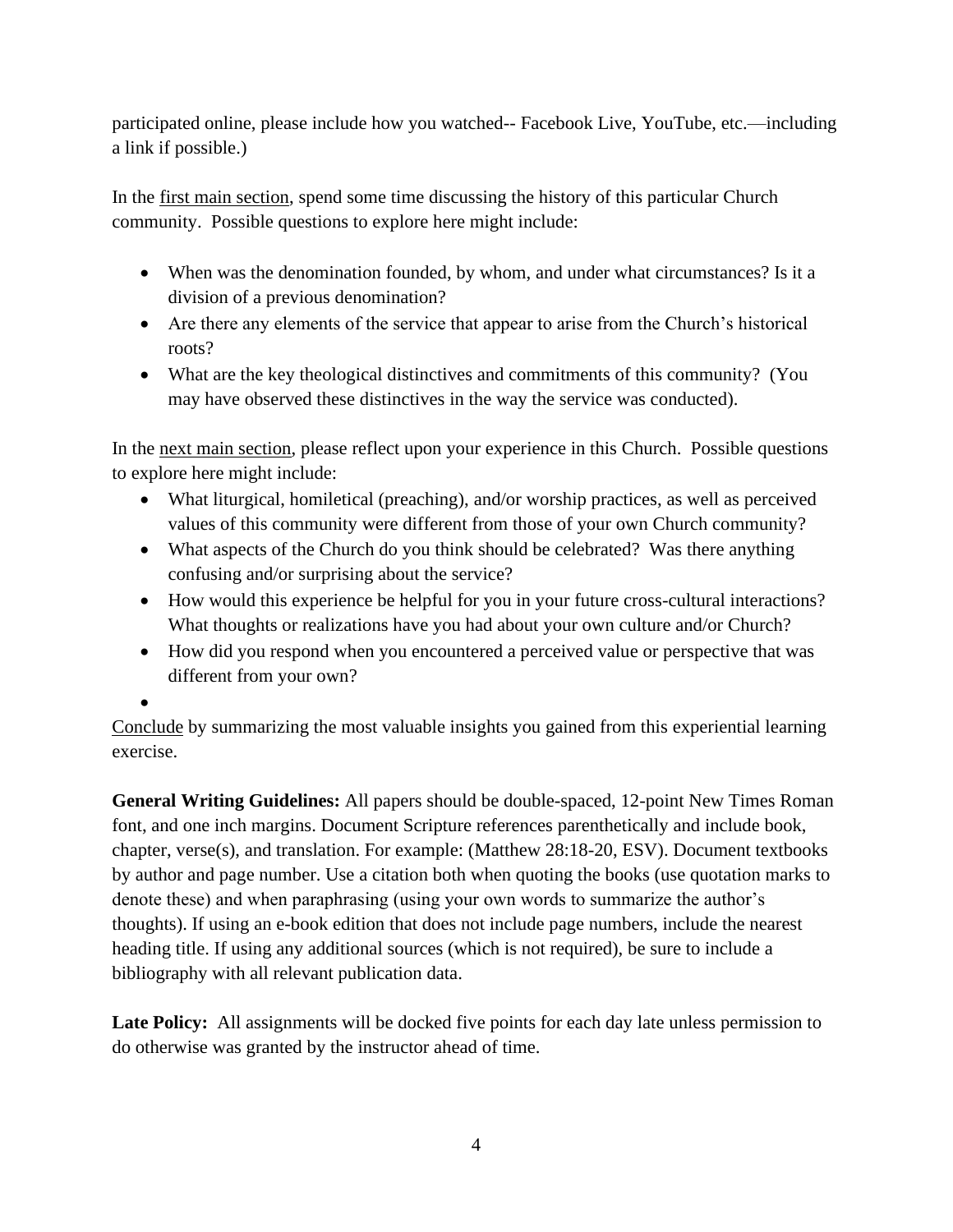participated online, please include how you watched-- Facebook Live, YouTube, etc.—including a link if possible.)

In the <u>first main section</u>, spend some time discussing the history of this particular Church community. Possible questions to explore here might include:

- When was the denomination founded, by whom, and under what circumstances? Is it a division of a previous denomination?
- Are there any elements of the service that appear to arise from the Church's historical roots?
- What are the key theological distinctives and commitments of this community? (You may have observed these distinctives in the way the service was conducted).

In the <u>next main section</u>, please reflect upon your experience in this Church. Possible questions to explore here might include:

- What liturgical, homiletical (preaching), and/or worship practices, as well as perceived values of this community were different from those of your own Church community?
- What aspects of the Church do you think should be celebrated? Was there anything confusing and/or surprising about the service?
- How would this experience be helpful for you in your future cross-cultural interactions? What thoughts or realizations have you had about your own culture and/or Church?
- How did you respond when you encountered a perceived value or perspective that was different from your own?
- 

<u>Conclude</u> by summarizing the most valuable insights you gained from this experiential learning exercise.

**General Writing Guidelines:** All papers should be double-spaced, 12-point New Times Roman font, and one inch margins. Document Scripture references parenthetically and include book, chapter, verse(s), and translation. For example: (Matthew 28:18-20, ESV). Document textbooks by author and page number. Use a citation both when quoting the books (use quotation marks to denote these) and when paraphrasing (using your own words to summarize the author's thoughts). If using an e-book edition that does not include page numbers, include the nearest heading title. If using any additional sources (which is not required), be sure to include a bibliography with all relevant publication data.

**Late Policy:** All assignments will be docked five points for each day late unless permission to do otherwise was granted by the instructor ahead of time.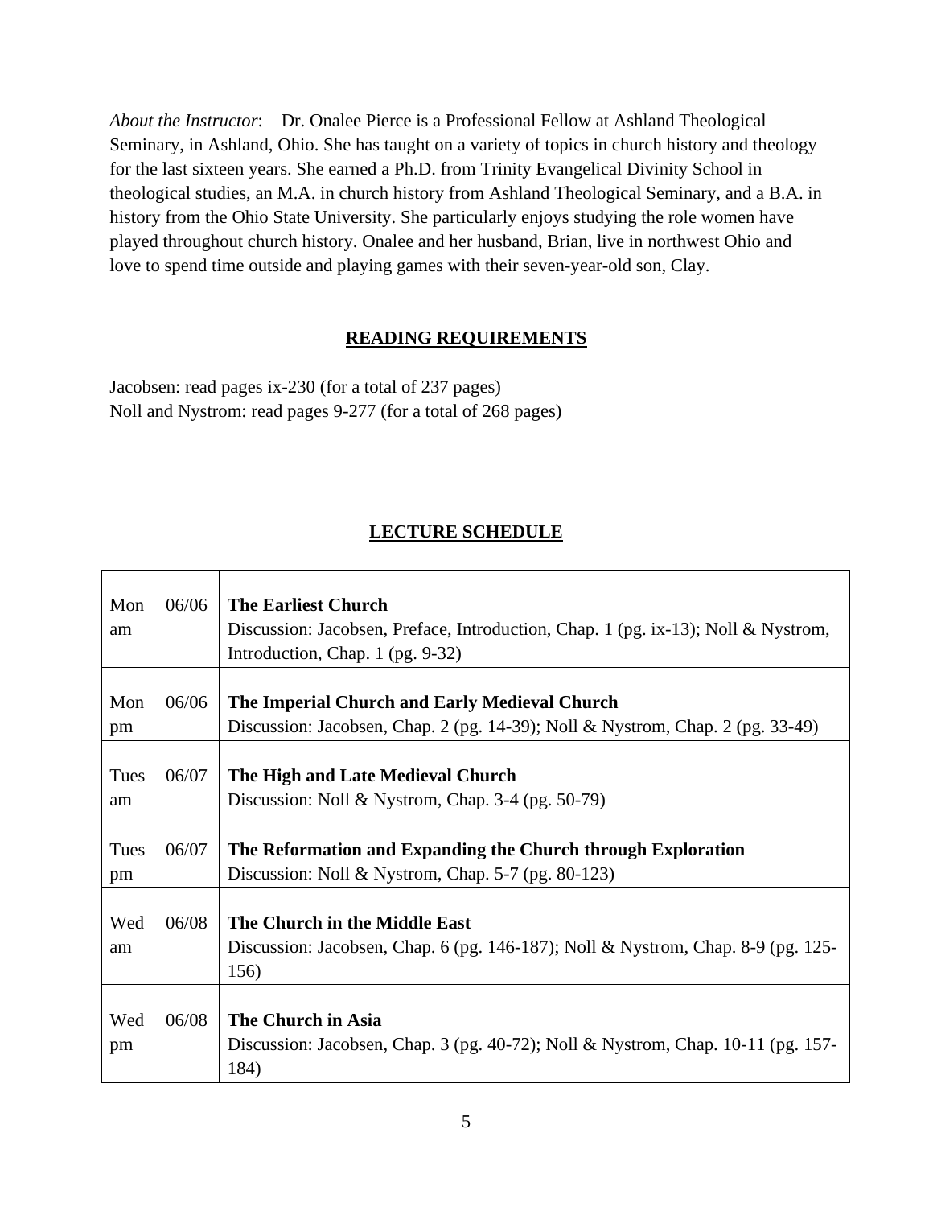*About the Instructor*: Dr. Onalee Pierce is a Professional Fellow at Ashland Theological Seminary, in Ashland, Ohio. She has taught on a variety of topics in church history and theology for the last sixteen years. She earned a Ph.D. from Trinity Evangelical Divinity School in theological studies, an M.A. in church history from Ashland Theological Seminary, and a B.A. in history from the Ohio State University. She particularly enjoys studying the role women have played throughout church history. Onalee and her husband, Brian, live in northwest Ohio and love to spend time outside and playing games with their seven-year-old son, Clay.

## READING REQUIREMENTS

Jacobsen: read pages ix-230 (for a total of 237 pages)
Noll and Nystrom: read pages 9-277 (for a total of 268 pages)

## LECTURE SCHEDULE

| | | |
|---|---|---|
| Mon am | 06/06 | **The Earliest Church**<br>Discussion: Jacobsen, Preface, Introduction, Chap. 1 (pg. ix-13); Noll & Nystrom, Introduction, Chap. 1 (pg. 9-32) |
| Mon pm | 06/06 | **The Imperial Church and Early Medieval Church**<br>Discussion: Jacobsen, Chap. 2 (pg. 14-39); Noll & Nystrom, Chap. 2 (pg. 33-49) |
| Tues am | 06/07 | **The High and Late Medieval Church**<br>Discussion: Noll & Nystrom, Chap. 3-4 (pg. 50-79) |
| Tues pm | 06/07 | **The Reformation and Expanding the Church through Exploration**<br>Discussion: Noll & Nystrom, Chap. 5-7 (pg. 80-123) |
| Wed am | 06/08 | **The Church in the Middle East**<br>Discussion: Jacobsen, Chap. 6 (pg. 146-187); Noll & Nystrom, Chap. 8-9 (pg. 125-156) |
| Wed pm | 06/08 | **The Church in Asia**<br>Discussion: Jacobsen, Chap. 3 (pg. 40-72); Noll & Nystrom, Chap. 10-11 (pg. 157-184) |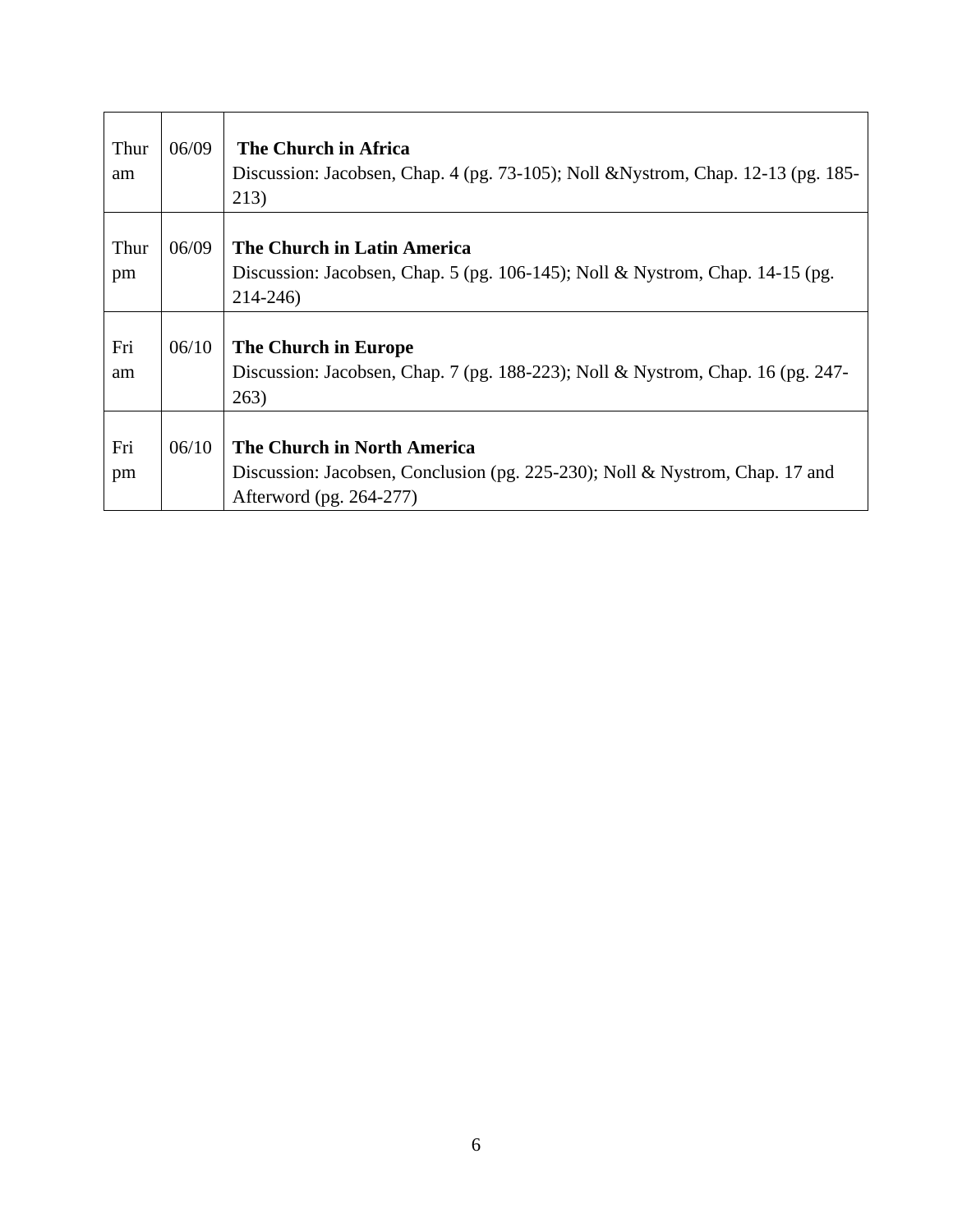| Thur am | 06/09 | **The Church in Africa**<br>Discussion: Jacobsen, Chap. 4 (pg. 73-105); Noll &Nystrom, Chap. 12-13 (pg. 185-213) |
|---|---|---|
| Thur pm | 06/09 | **The Church in Latin America**<br>Discussion: Jacobsen, Chap. 5 (pg. 106-145); Noll & Nystrom, Chap. 14-15 (pg. 214-246) |
| Fri am | 06/10 | **The Church in Europe**<br>Discussion: Jacobsen, Chap. 7 (pg. 188-223); Noll & Nystrom, Chap. 16 (pg. 247-263) |
| Fri pm | 06/10 | **The Church in North America**<br>Discussion: Jacobsen, Conclusion (pg. 225-230); Noll & Nystrom, Chap. 17 and Afterword (pg. 264-277) |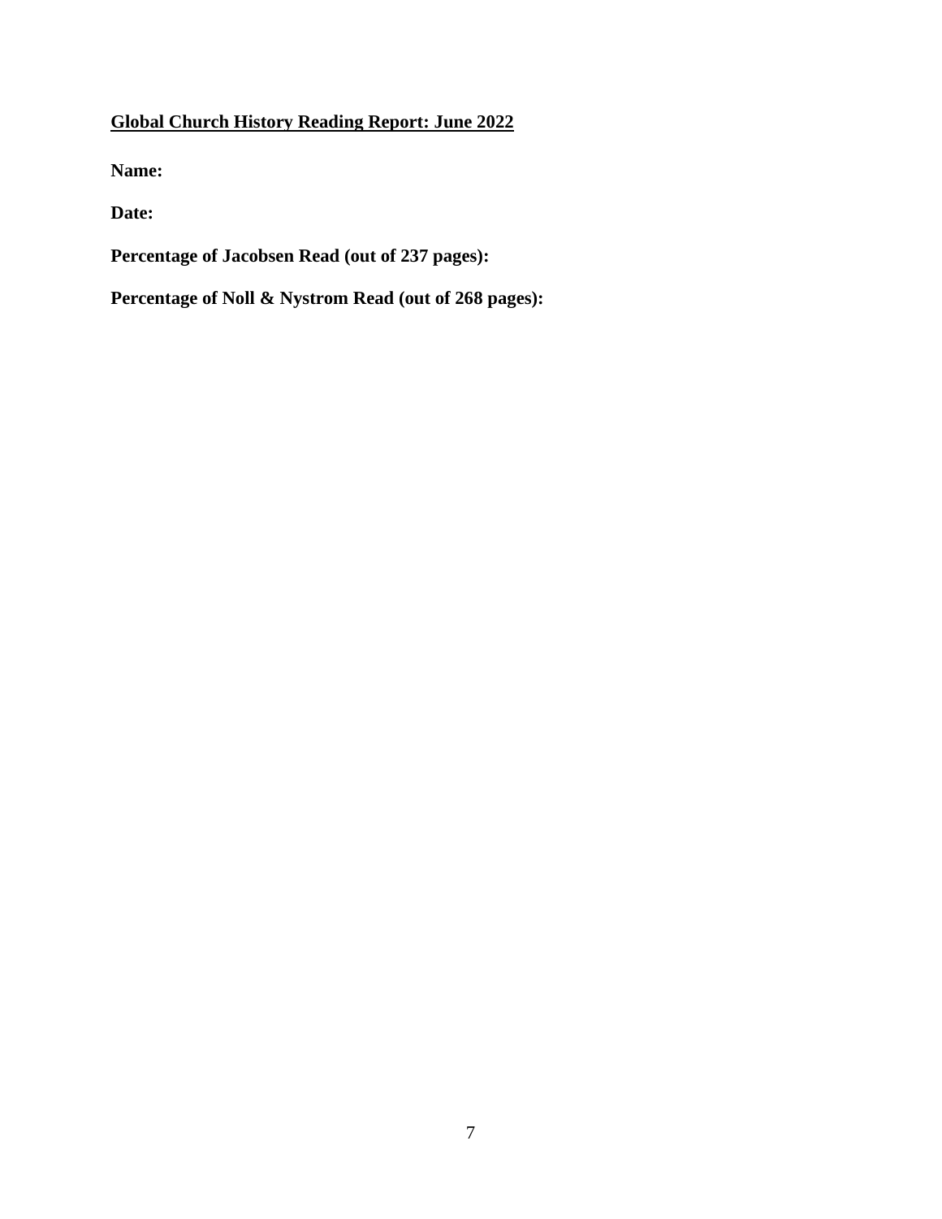**<u>Global Church History Reading Report: June 2022</u>**

**Name:**

**Date:**

**Percentage of Jacobsen Read (out of 237 pages):**

**Percentage of Noll & Nystrom Read (out of 268 pages):**